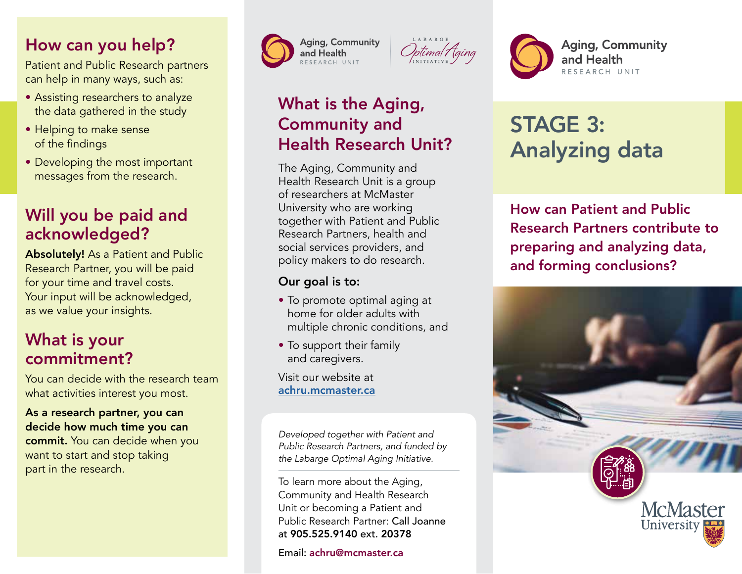## How can you help?

Patient and Public Research partners can help in many ways, such as:

- Assisting researchers to analyze the data gathered in the study
- Helping to make sense of the findings
- Developing the most important messages from the research.

## Will you be paid and acknowledged?

**Absolutely!** As a Patient and Public Research Partner, you will be paid for your time and travel costs. Your input will be acknowledged, as we value your insights.

## What is your commitment?

You can decide with the research team what activities interest you most.

**As a research partner, you can decide how much time you can commit.** You can decide when you want to start and stop taking part in the research.

Aging, Community and Health RESEARCH UNIT

LABARGE Optimal Aging INITIATIVE

## What is the Aging, Community and Health Research Unit?

The Aging, Community and Health Research Unit is a group of researchers at McMaster University who are working together with Patient and Public Research Partners, health and social services providers, and policy makers to do research.

**Our goal is to:**

- To promote optimal aging at home for older adults with multiple chronic conditions, and
- To support their family and caregivers.

Visit our website at **achru.mcmaster.ca**

*Developed together with Patient and Public Research Partners, and funded by the Labarge Optimal Aging Initiative.*

---

To learn more about the Aging, Community and Health Research Unit or becoming a Patient and Public Research Partner: Call Joanne at **905.525.9140** ext. **20378**

Email: **achru@mcmaster.ca**

Aging, Community and Health RESEARCH UNIT

# STAGE 3: Analyzing data

## How can Patient and Public Research Partners contribute to preparing and analyzing data, and forming conclusions?

McMaster University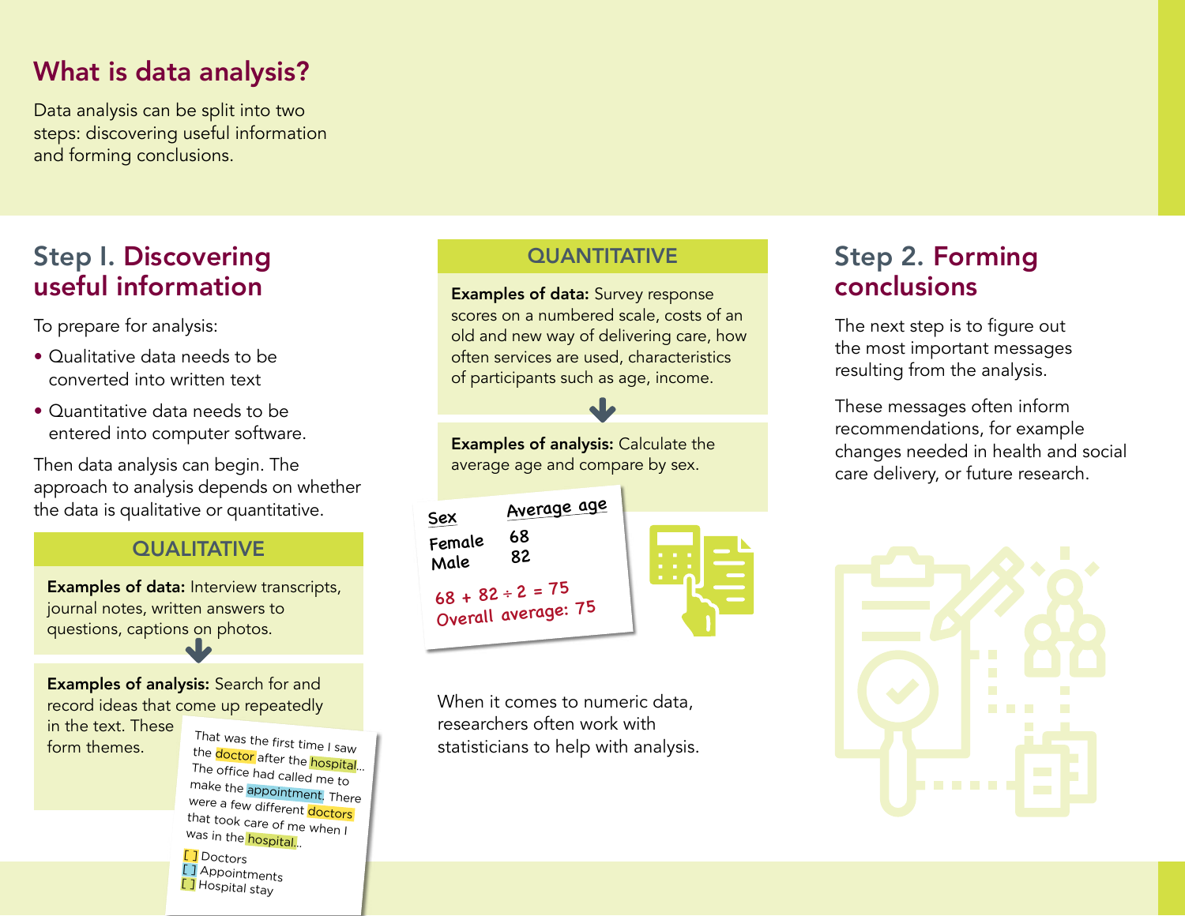# What is data analysis?

Data analysis can be split into two steps: discovering useful information and forming conclusions.

## Step 1. Discovering useful information

To prepare for analysis:

- Qualitative data needs to be converted into written text
- Quantitative data needs to be entered into computer software.

Then data analysis can begin. The approach to analysis depends on whether the data is qualitative or quantitative.

### QUALITATIVE

**Examples of data:** Interview transcripts, journal notes, written answers to questions, captions on photos.

**Examples of analysis:** Search for and record ideas that come up repeatedly in the text. These form themes.

That was the first time I saw the doctor after the hospital... The office had called me to make the appointment. There were a few different doctors that took care of me when I was in the hospital...

[ ] Doctors
[ ] Appointments
[ ] Hospital stay

### QUANTITATIVE

**Examples of data:** Survey response scores on a numbered scale, costs of an old and new way of delivering care, how often services are used, characteristics of participants such as age, income.

**Examples of analysis:** Calculate the average age and compare by sex.

| Sex | Average age |
|---|---|
| Female | 68 |
| Male | 82 |

68 + 82 ÷ 2 = 75
Overall average: 75

When it comes to numeric data, researchers often work with statisticians to help with analysis.

## Step 2. Forming conclusions

The next step is to figure out the most important messages resulting from the analysis.

These messages often inform recommendations, for example changes needed in health and social care delivery, or future research.